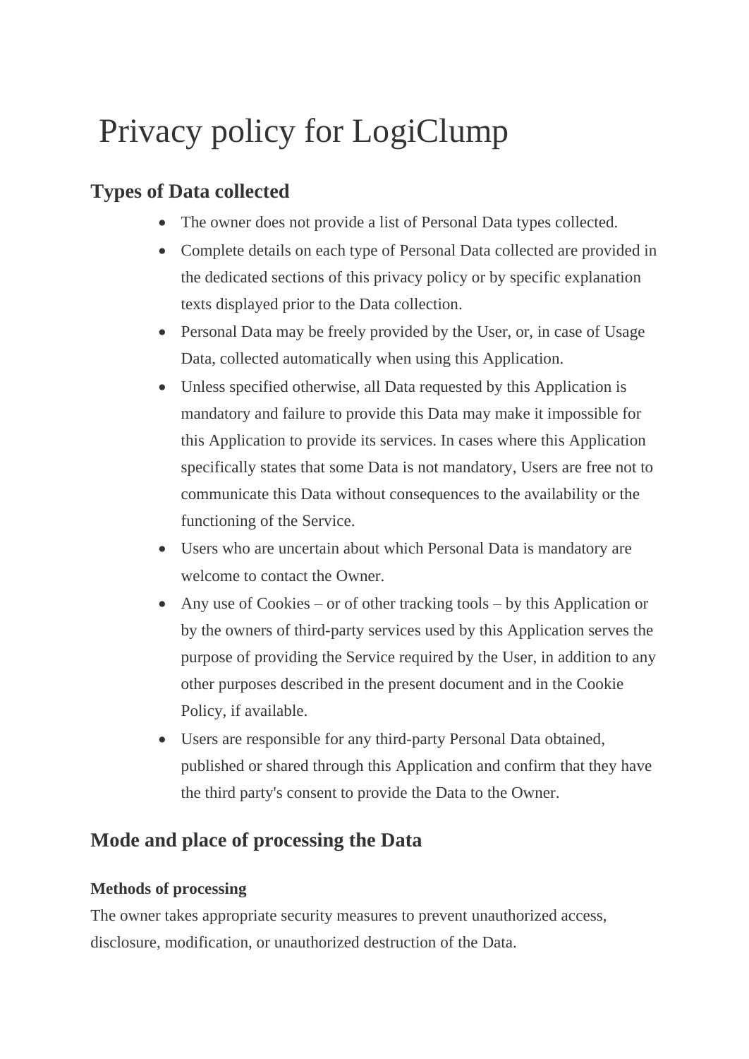# Privacy policy for LogiClump

## Types of Data collected

- The owner does not provide a list of Personal Data types collected.
- Complete details on each type of Personal Data collected are provided in the dedicated sections of this privacy policy or by specific explanation texts displayed prior to the Data collection.
- Personal Data may be freely provided by the User, or, in case of Usage Data, collected automatically when using this Application.
- Unless specified otherwise, all Data requested by this Application is mandatory and failure to provide this Data may make it impossible for this Application to provide its services. In cases where this Application specifically states that some Data is not mandatory, Users are free not to communicate this Data without consequences to the availability or the functioning of the Service.
- Users who are uncertain about which Personal Data is mandatory are welcome to contact the Owner.
- Any use of Cookies – or of other tracking tools – by this Application or by the owners of third-party services used by this Application serves the purpose of providing the Service required by the User, in addition to any other purposes described in the present document and in the Cookie Policy, if available.
- Users are responsible for any third-party Personal Data obtained, published or shared through this Application and confirm that they have the third party's consent to provide the Data to the Owner.

## Mode and place of processing the Data

### Methods of processing

The owner takes appropriate security measures to prevent unauthorized access, disclosure, modification, or unauthorized destruction of the Data.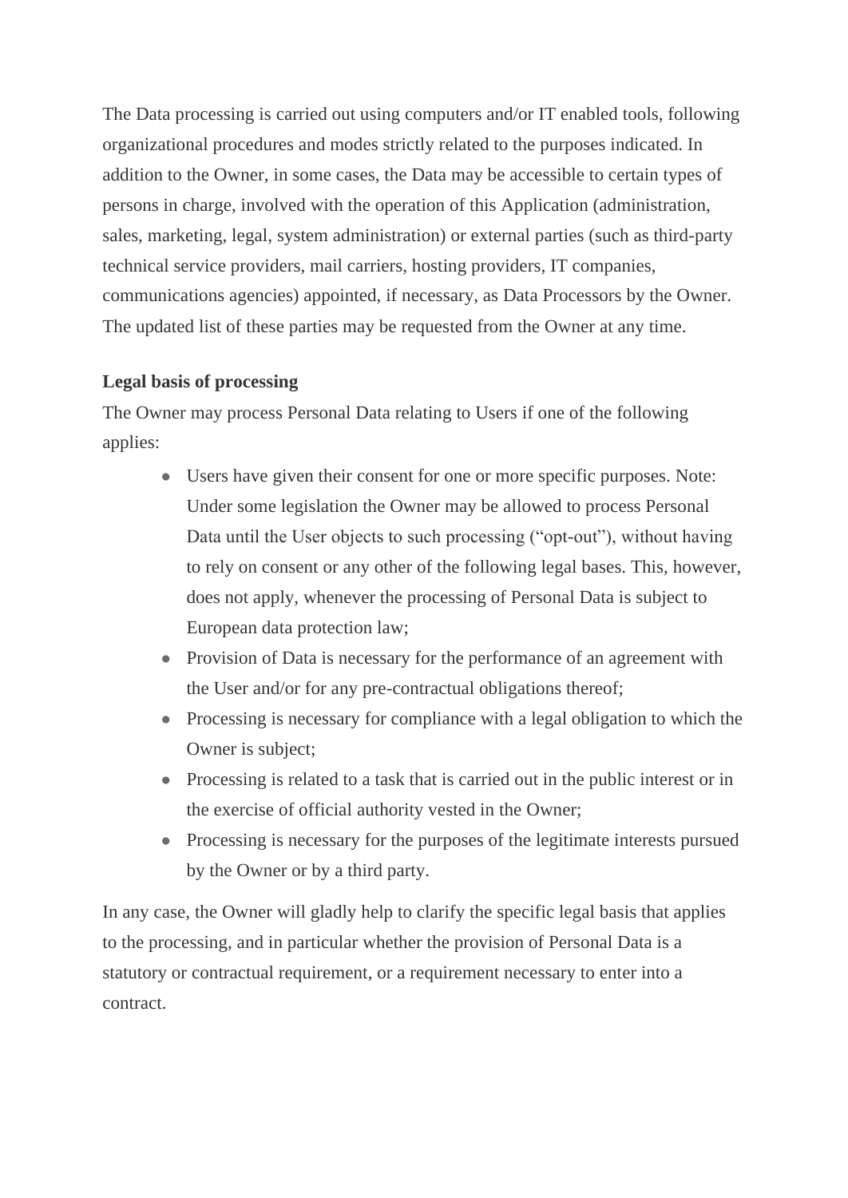The Data processing is carried out using computers and/or IT enabled tools, following organizational procedures and modes strictly related to the purposes indicated. In addition to the Owner, in some cases, the Data may be accessible to certain types of persons in charge, involved with the operation of this Application (administration, sales, marketing, legal, system administration) or external parties (such as third-party technical service providers, mail carriers, hosting providers, IT companies, communications agencies) appointed, if necessary, as Data Processors by the Owner. The updated list of these parties may be requested from the Owner at any time.

**Legal basis of processing**

The Owner may process Personal Data relating to Users if one of the following applies:

- Users have given their consent for one or more specific purposes. Note: Under some legislation the Owner may be allowed to process Personal Data until the User objects to such processing ("opt-out"), without having to rely on consent or any other of the following legal bases. This, however, does not apply, whenever the processing of Personal Data is subject to European data protection law;
- Provision of Data is necessary for the performance of an agreement with the User and/or for any pre-contractual obligations thereof;
- Processing is necessary for compliance with a legal obligation to which the Owner is subject;
- Processing is related to a task that is carried out in the public interest or in the exercise of official authority vested in the Owner;
- Processing is necessary for the purposes of the legitimate interests pursued by the Owner or by a third party.

In any case, the Owner will gladly help to clarify the specific legal basis that applies to the processing, and in particular whether the provision of Personal Data is a statutory or contractual requirement, or a requirement necessary to enter into a contract.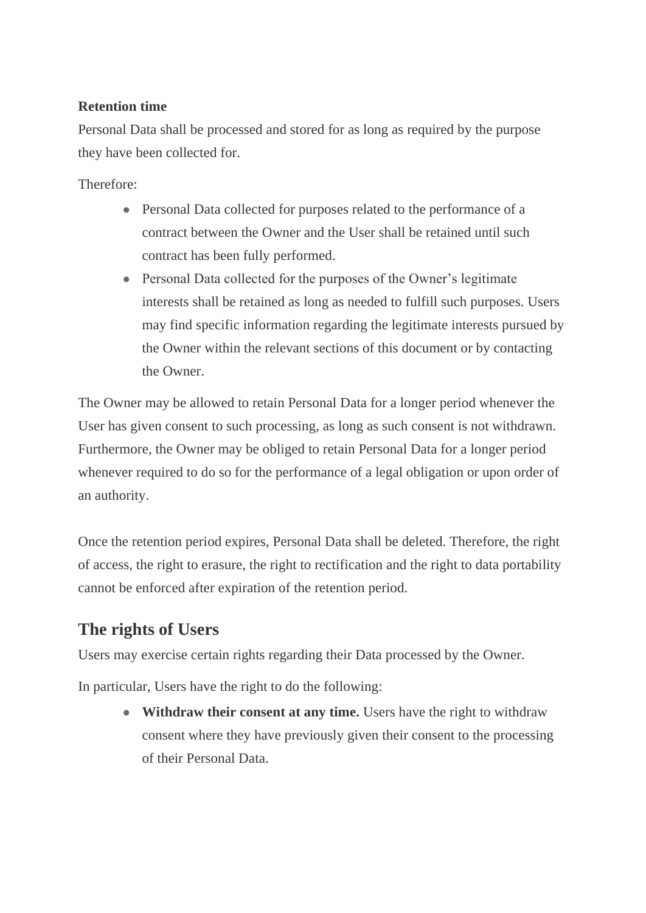**Retention time**

Personal Data shall be processed and stored for as long as required by the purpose they have been collected for.

Therefore:

- Personal Data collected for purposes related to the performance of a contract between the Owner and the User shall be retained until such contract has been fully performed.
- Personal Data collected for the purposes of the Owner's legitimate interests shall be retained as long as needed to fulfill such purposes. Users may find specific information regarding the legitimate interests pursued by the Owner within the relevant sections of this document or by contacting the Owner.

The Owner may be allowed to retain Personal Data for a longer period whenever the User has given consent to such processing, as long as such consent is not withdrawn. Furthermore, the Owner may be obliged to retain Personal Data for a longer period whenever required to do so for the performance of a legal obligation or upon order of an authority.

Once the retention period expires, Personal Data shall be deleted. Therefore, the right of access, the right to erasure, the right to rectification and the right to data portability cannot be enforced after expiration of the retention period.

## The rights of Users

Users may exercise certain rights regarding their Data processed by the Owner.

In particular, Users have the right to do the following:

- **Withdraw their consent at any time.** Users have the right to withdraw consent where they have previously given their consent to the processing of their Personal Data.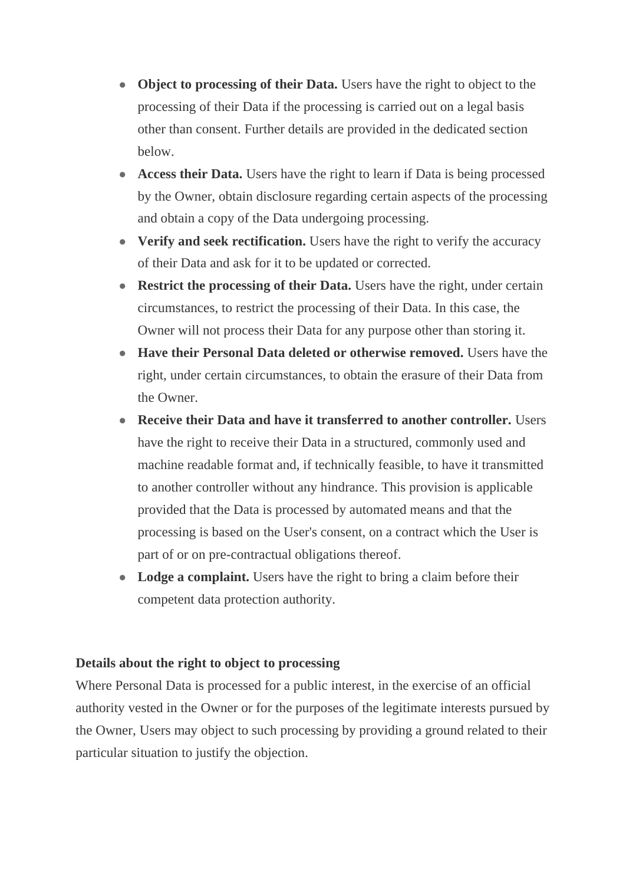- **Object to processing of their Data.** Users have the right to object to the processing of their Data if the processing is carried out on a legal basis other than consent. Further details are provided in the dedicated section below.
- **Access their Data.** Users have the right to learn if Data is being processed by the Owner, obtain disclosure regarding certain aspects of the processing and obtain a copy of the Data undergoing processing.
- **Verify and seek rectification.** Users have the right to verify the accuracy of their Data and ask for it to be updated or corrected.
- **Restrict the processing of their Data.** Users have the right, under certain circumstances, to restrict the processing of their Data. In this case, the Owner will not process their Data for any purpose other than storing it.
- **Have their Personal Data deleted or otherwise removed.** Users have the right, under certain circumstances, to obtain the erasure of their Data from the Owner.
- **Receive their Data and have it transferred to another controller.** Users have the right to receive their Data in a structured, commonly used and machine readable format and, if technically feasible, to have it transmitted to another controller without any hindrance. This provision is applicable provided that the Data is processed by automated means and that the processing is based on the User's consent, on a contract which the User is part of or on pre-contractual obligations thereof.
- **Lodge a complaint.** Users have the right to bring a claim before their competent data protection authority.

**Details about the right to object to processing**

Where Personal Data is processed for a public interest, in the exercise of an official authority vested in the Owner or for the purposes of the legitimate interests pursued by the Owner, Users may object to such processing by providing a ground related to their particular situation to justify the objection.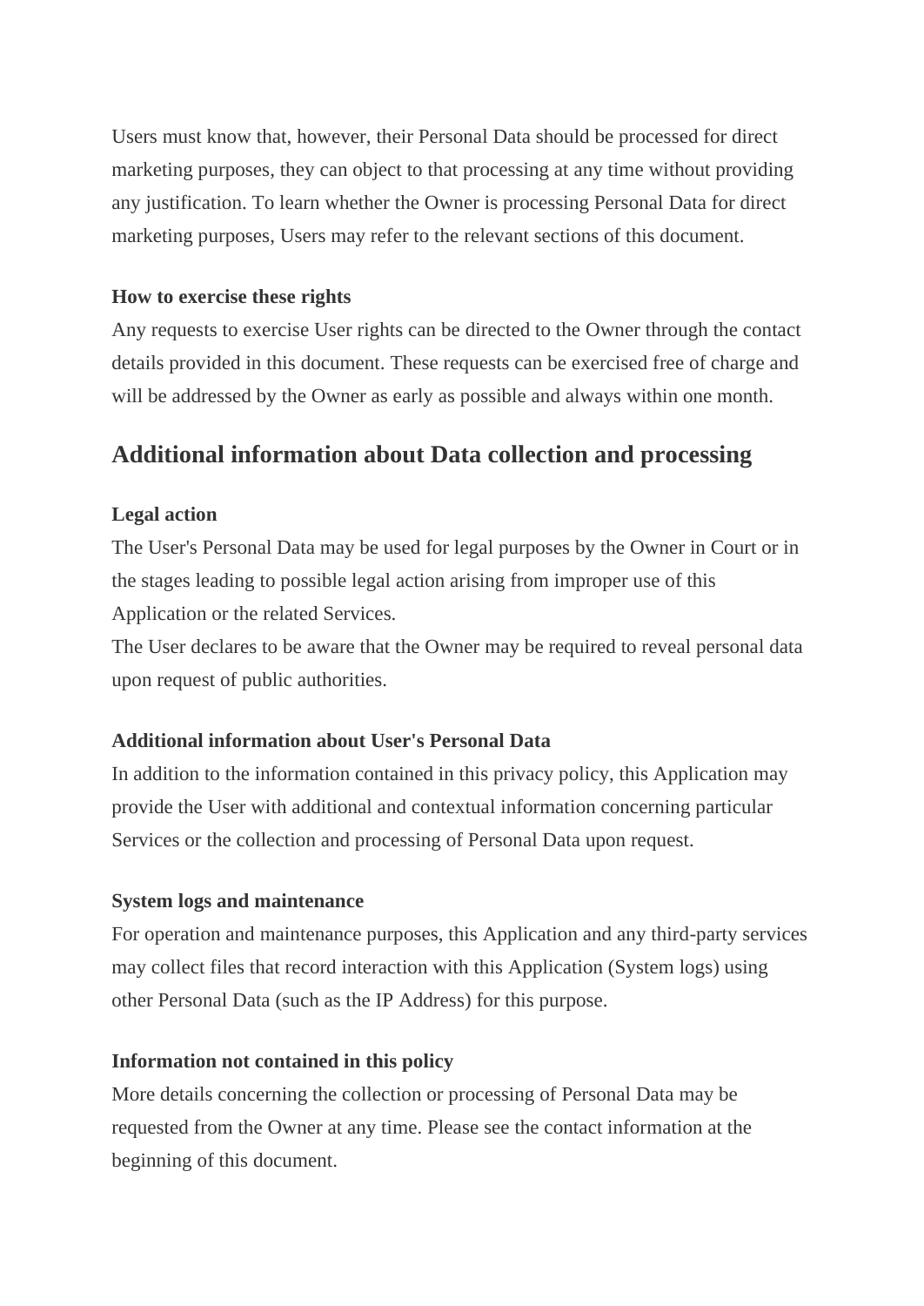Users must know that, however, their Personal Data should be processed for direct marketing purposes, they can object to that processing at any time without providing any justification. To learn whether the Owner is processing Personal Data for direct marketing purposes, Users may refer to the relevant sections of this document.

### How to exercise these rights

Any requests to exercise User rights can be directed to the Owner through the contact details provided in this document. These requests can be exercised free of charge and will be addressed by the Owner as early as possible and always within one month.

## Additional information about Data collection and processing

### Legal action

The User's Personal Data may be used for legal purposes by the Owner in Court or in the stages leading to possible legal action arising from improper use of this Application or the related Services.
The User declares to be aware that the Owner may be required to reveal personal data upon request of public authorities.

### Additional information about User's Personal Data

In addition to the information contained in this privacy policy, this Application may provide the User with additional and contextual information concerning particular Services or the collection and processing of Personal Data upon request.

### System logs and maintenance

For operation and maintenance purposes, this Application and any third-party services may collect files that record interaction with this Application (System logs) using other Personal Data (such as the IP Address) for this purpose.

### Information not contained in this policy

More details concerning the collection or processing of Personal Data may be requested from the Owner at any time. Please see the contact information at the beginning of this document.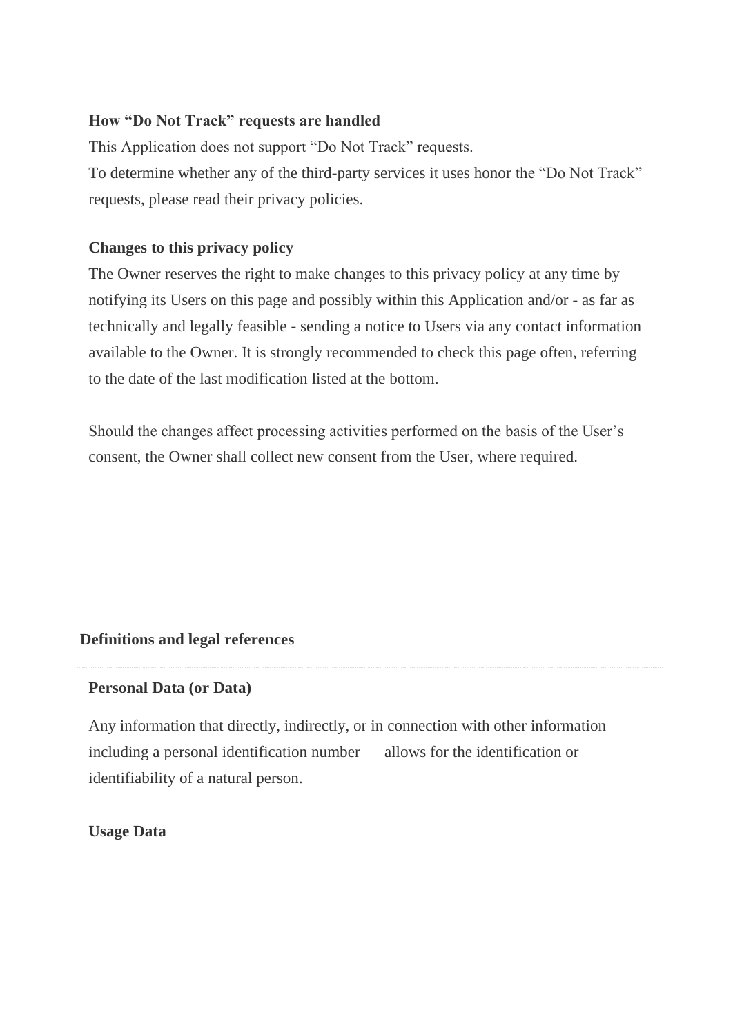### How “Do Not Track” requests are handled

This Application does not support “Do Not Track” requests.
To determine whether any of the third-party services it uses honor the “Do Not Track” requests, please read their privacy policies.

### Changes to this privacy policy

The Owner reserves the right to make changes to this privacy policy at any time by notifying its Users on this page and possibly within this Application and/or - as far as technically and legally feasible - sending a notice to Users via any contact information available to the Owner. It is strongly recommended to check this page often, referring to the date of the last modification listed at the bottom.

Should the changes affect processing activities performed on the basis of the User’s consent, the Owner shall collect new consent from the User, where required.

## Definitions and legal references

### Personal Data (or Data)

Any information that directly, indirectly, or in connection with other information — including a personal identification number — allows for the identification or identifiability of a natural person.

### Usage Data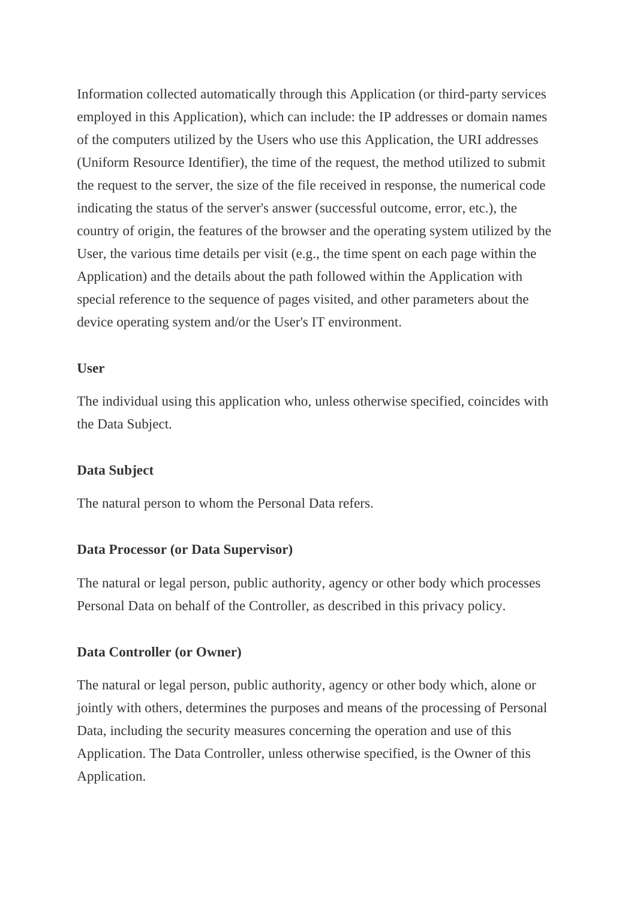Information collected automatically through this Application (or third-party services employed in this Application), which can include: the IP addresses or domain names of the computers utilized by the Users who use this Application, the URI addresses (Uniform Resource Identifier), the time of the request, the method utilized to submit the request to the server, the size of the file received in response, the numerical code indicating the status of the server's answer (successful outcome, error, etc.), the country of origin, the features of the browser and the operating system utilized by the User, the various time details per visit (e.g., the time spent on each page within the Application) and the details about the path followed within the Application with special reference to the sequence of pages visited, and other parameters about the device operating system and/or the User's IT environment.

**User**

The individual using this application who, unless otherwise specified, coincides with the Data Subject.

**Data Subject**

The natural person to whom the Personal Data refers.

**Data Processor (or Data Supervisor)**

The natural or legal person, public authority, agency or other body which processes Personal Data on behalf of the Controller, as described in this privacy policy.

**Data Controller (or Owner)**

The natural or legal person, public authority, agency or other body which, alone or jointly with others, determines the purposes and means of the processing of Personal Data, including the security measures concerning the operation and use of this Application. The Data Controller, unless otherwise specified, is the Owner of this Application.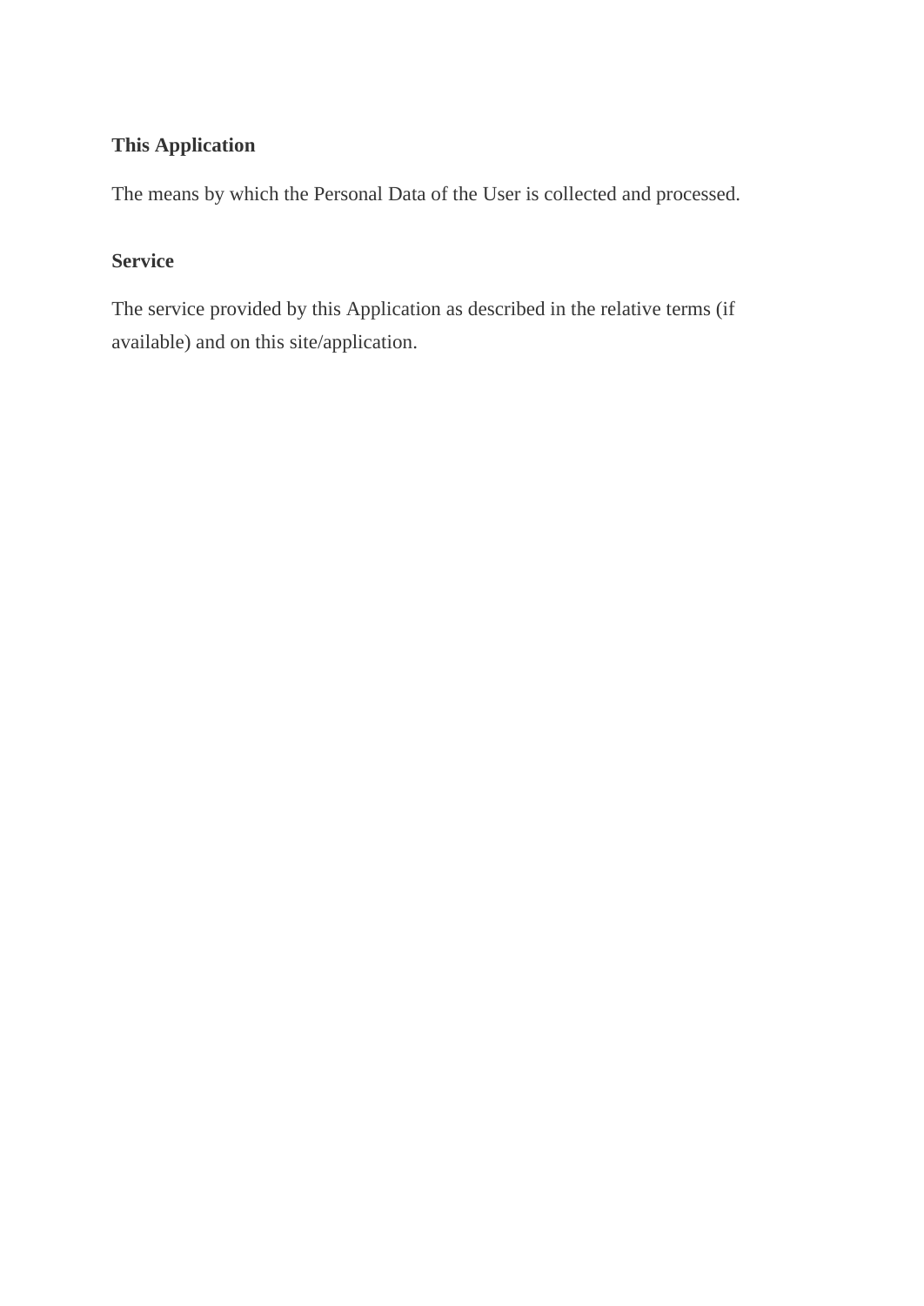**This Application**

The means by which the Personal Data of the User is collected and processed.

**Service**

The service provided by this Application as described in the relative terms (if available) and on this site/application.